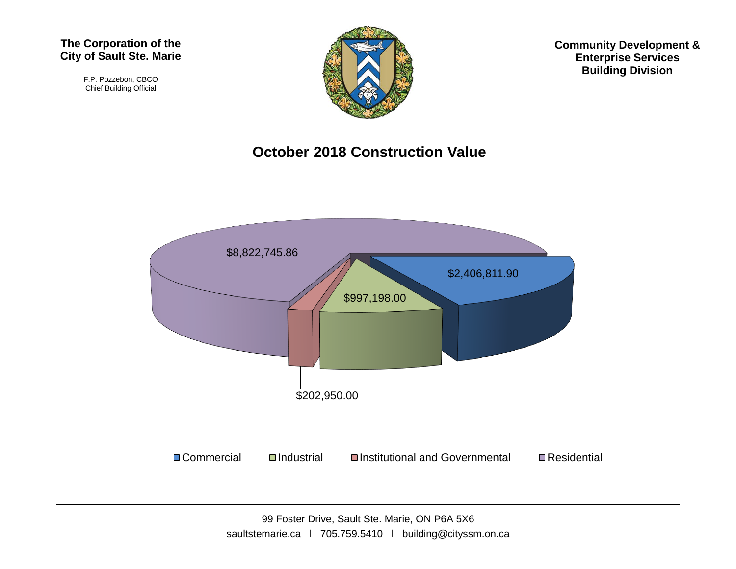**The Corporation of the City of Sault Ste. Marie**

F.P. Pozzebon, CBCO
Chief Building Official

**Community Development & Enterprise Services Building Division**

# October 2018 Construction Value

| Category | Value |
|---|---|
| Commercial | $2,406,811.90 |
| Industrial | $997,198.00 |
| Institutional and Governmental | $202,950.00 |
| Residential | $8,822,745.86 |

99 Foster Drive, Sault Ste. Marie, ON P6A 5X6
saultstemarie.ca l 705.759.5410 l building@cityssm.on.ca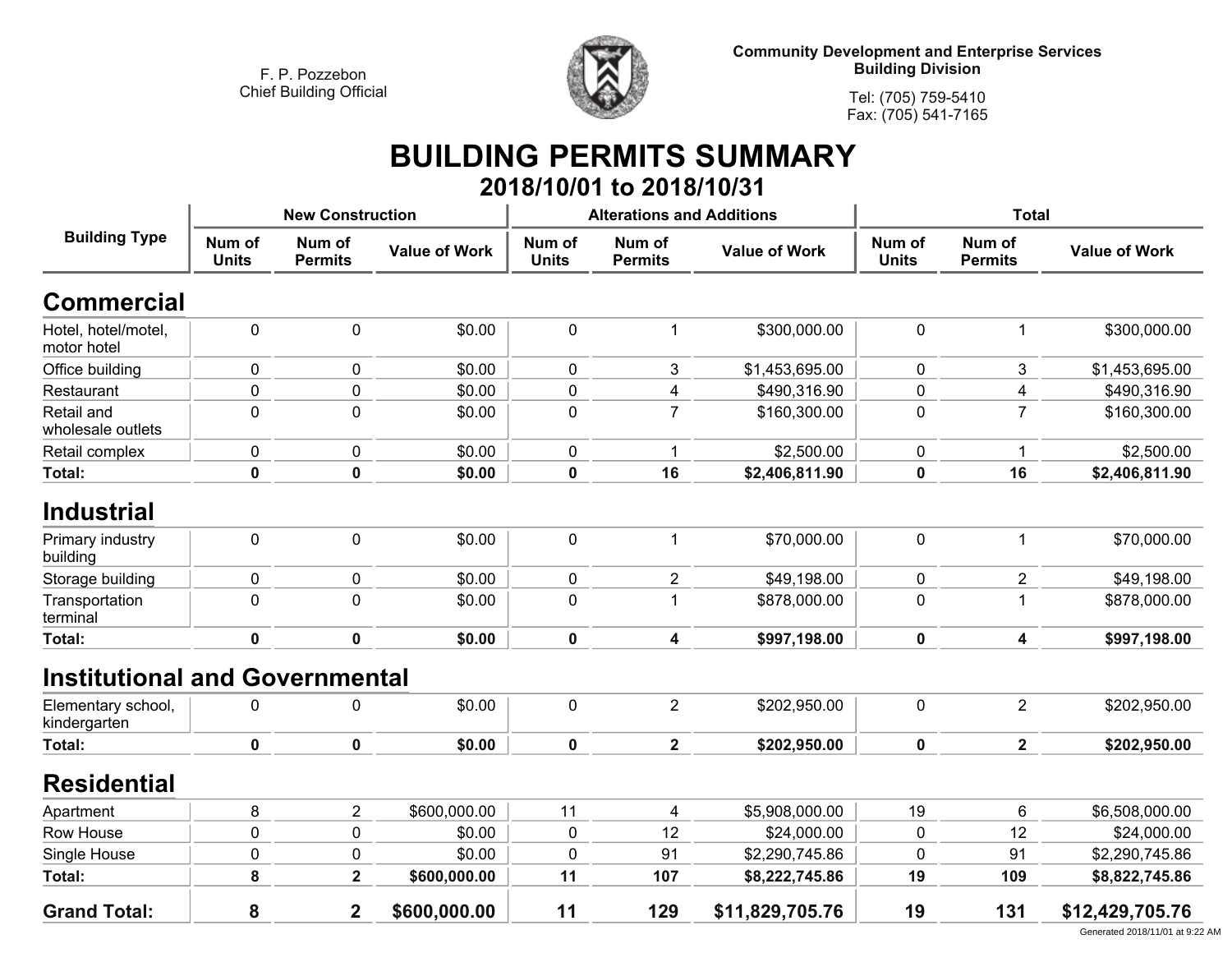F. P. Pozzebon
Chief Building Official

**Community Development and Enterprise Services**
**Building Division**

Tel: (705) 759-5410
Fax: (705) 541-7165

# BUILDING PERMITS SUMMARY

## 2018/10/01 to 2018/10/31

| Building Type | New Construction | | | Alterations and Additions | | | Total | | |
|---|---|---|---|---|---|---|---|---|---|
| | Num of Units | Num of Permits | Value of Work | Num of Units | Num of Permits | Value of Work | Num of Units | Num of Permits | Value of Work |
| **Commercial** | | | | | | | | | |
| Hotel, hotel/motel, motor hotel | 0 | 0 | $0.00 | 0 | 1 | $300,000.00 | 0 | 1 | $300,000.00 |
| Office building | 0 | 0 | $0.00 | 0 | 3 | $1,453,695.00 | 0 | 3 | $1,453,695.00 |
| Restaurant | 0 | 0 | $0.00 | 0 | 4 | $490,316.90 | 0 | 4 | $490,316.90 |
| Retail and wholesale outlets | 0 | 0 | $0.00 | 0 | 7 | $160,300.00 | 0 | 7 | $160,300.00 |
| Retail complex | 0 | 0 | $0.00 | 0 | 1 | $2,500.00 | 0 | 1 | $2,500.00 |
| **Total:** | **0** | **0** | **$0.00** | **0** | **16** | **$2,406,811.90** | **0** | **16** | **$2,406,811.90** |
| **Industrial** | | | | | | | | | |
| Primary industry building | 0 | 0 | $0.00 | 0 | 1 | $70,000.00 | 0 | 1 | $70,000.00 |
| Storage building | 0 | 0 | $0.00 | 0 | 2 | $49,198.00 | 0 | 2 | $49,198.00 |
| Transportation terminal | 0 | 0 | $0.00 | 0 | 1 | $878,000.00 | 0 | 1 | $878,000.00 |
| **Total:** | **0** | **0** | **$0.00** | **0** | **4** | **$997,198.00** | **0** | **4** | **$997,198.00** |
| **Institutional and Governmental** | | | | | | | | | |
| Elementary school, kindergarten | 0 | 0 | $0.00 | 0 | 2 | $202,950.00 | 0 | 2 | $202,950.00 |
| **Total:** | **0** | **0** | **$0.00** | **0** | **2** | **$202,950.00** | **0** | **2** | **$202,950.00** |
| **Residential** | | | | | | | | | |
| Apartment | 8 | 2 | $600,000.00 | 11 | 4 | $5,908,000.00 | 19 | 6 | $6,508,000.00 |
| Row House | 0 | 0 | $0.00 | 0 | 12 | $24,000.00 | 0 | 12 | $24,000.00 |
| Single House | 0 | 0 | $0.00 | 0 | 91 | $2,290,745.86 | 0 | 91 | $2,290,745.86 |
| **Total:** | **8** | **2** | **$600,000.00** | **11** | **107** | **$8,222,745.86** | **19** | **109** | **$8,822,745.86** |
| **Grand Total:** | **8** | **2** | **$600,000.00** | **11** | **129** | **$11,829,705.76** | **19** | **131** | **$12,429,705.76** |

Generated 2018/11/01 at 9:22 AM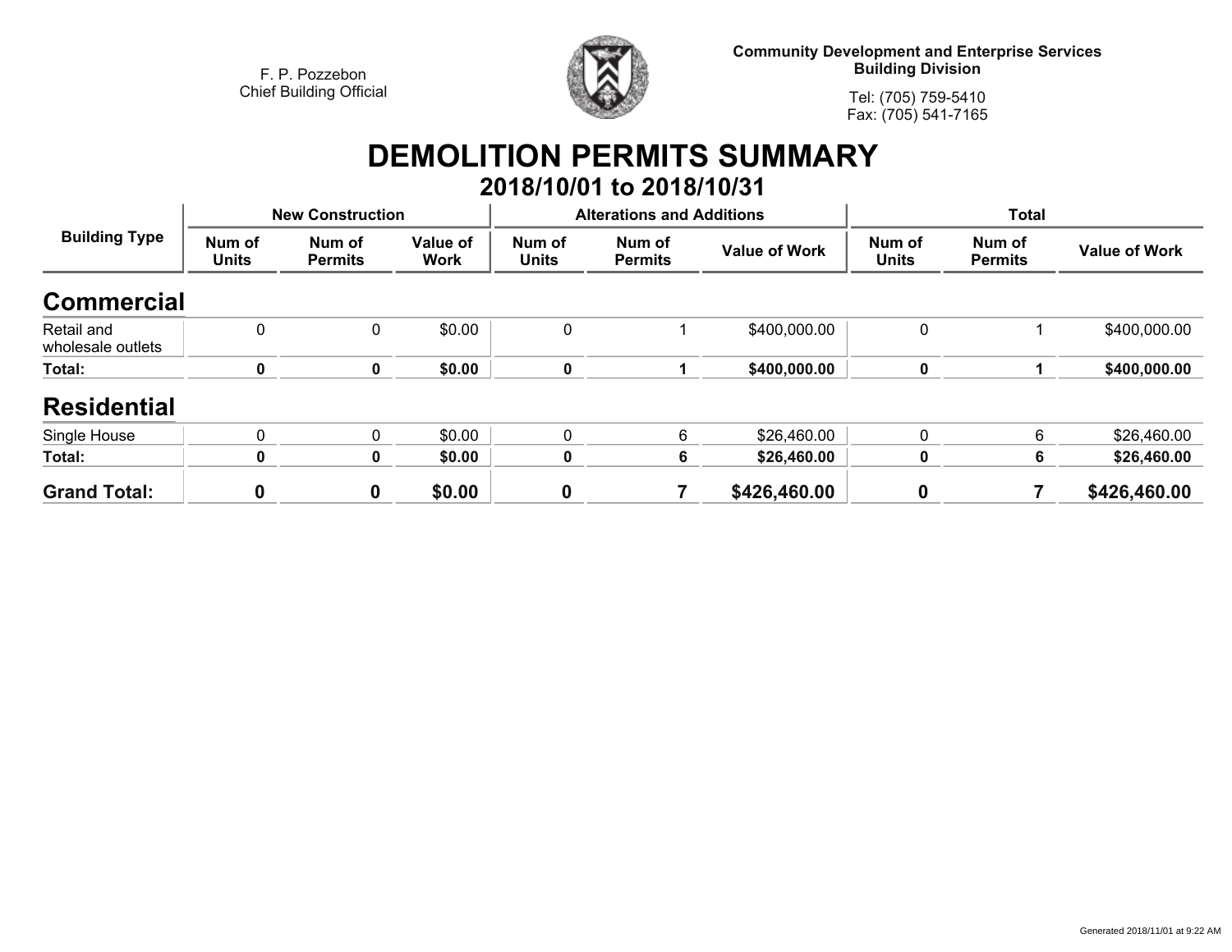F. P. Pozzebon
Chief Building Official

**Community Development and Enterprise Services**
**Building Division**

Tel: (705) 759-5410
Fax: (705) 541-7165

# DEMOLITION PERMITS SUMMARY

## 2018/10/01 to 2018/10/31

| Building Type | New Construction | | | Alterations and Additions | | | Total | | |
|---|---|---|---|---|---|---|---|---|---|
| | Num of Units | Num of Permits | Value of Work | Num of Units | Num of Permits | Value of Work | Num of Units | Num of Permits | Value of Work |
| **Commercial** | | | | | | | | | |
| Retail and wholesale outlets | 0 | 0 | $0.00 | 0 | 1 | $400,000.00 | 0 | 1 | $400,000.00 |
| **Total:** | **0** | **0** | **$0.00** | **0** | **1** | **$400,000.00** | **0** | **1** | **$400,000.00** |
| **Residential** | | | | | | | | | |
| Single House | 0 | 0 | $0.00 | 0 | 6 | $26,460.00 | 0 | 6 | $26,460.00 |
| **Total:** | **0** | **0** | **$0.00** | **0** | **6** | **$26,460.00** | **0** | **6** | **$26,460.00** |
| **Grand Total:** | **0** | **0** | **$0.00** | **0** | **7** | **$426,460.00** | **0** | **7** | **$426,460.00** |

Generated 2018/11/01 at 9:22 AM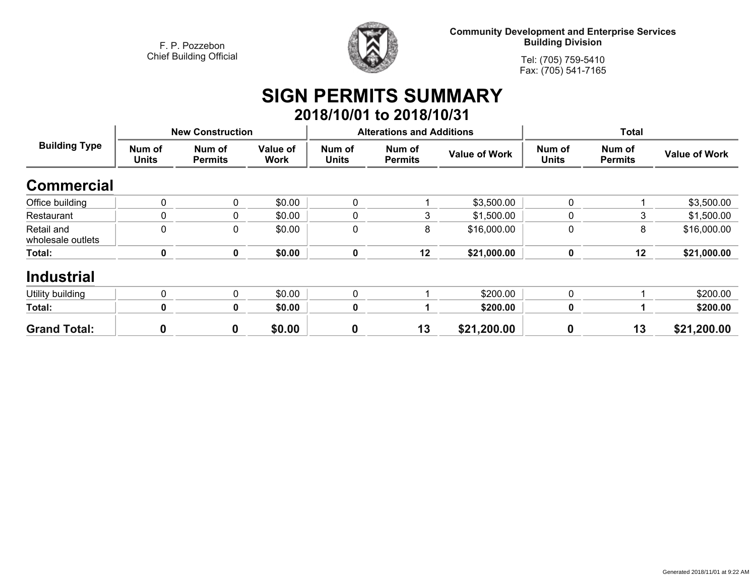F. P. Pozzebon
Chief Building Official

**Community Development and Enterprise Services**
**Building Division**

Tel: (705) 759-5410
Fax: (705) 541-7165

# SIGN PERMITS SUMMARY

## 2018/10/01 to 2018/10/31

| Building Type | New Construction | | | Alterations and Additions | | | Total | | |
|---|---|---|---|---|---|---|---|---|---|
| | Num of Units | Num of Permits | Value of Work | Num of Units | Num of Permits | Value of Work | Num of Units | Num of Permits | Value of Work |
| **Commercial** | | | | | | | | | |
| Office building | 0 | 0 | $0.00 | 0 | 1 | $3,500.00 | 0 | 1 | $3,500.00 |
| Restaurant | 0 | 0 | $0.00 | 0 | 3 | $1,500.00 | 0 | 3 | $1,500.00 |
| Retail and wholesale outlets | 0 | 0 | $0.00 | 0 | 8 | $16,000.00 | 0 | 8 | $16,000.00 |
| **Total:** | **0** | **0** | **$0.00** | **0** | **12** | **$21,000.00** | **0** | **12** | **$21,000.00** |
| **Industrial** | | | | | | | | | |
| Utility building | 0 | 0 | $0.00 | 0 | 1 | $200.00 | 0 | 1 | $200.00 |
| **Total:** | **0** | **0** | **$0.00** | **0** | **1** | **$200.00** | **0** | **1** | **$200.00** |
| **Grand Total:** | **0** | **0** | **$0.00** | **0** | **13** | **$21,200.00** | **0** | **13** | **$21,200.00** |

Generated 2018/11/01 at 9:22 AM